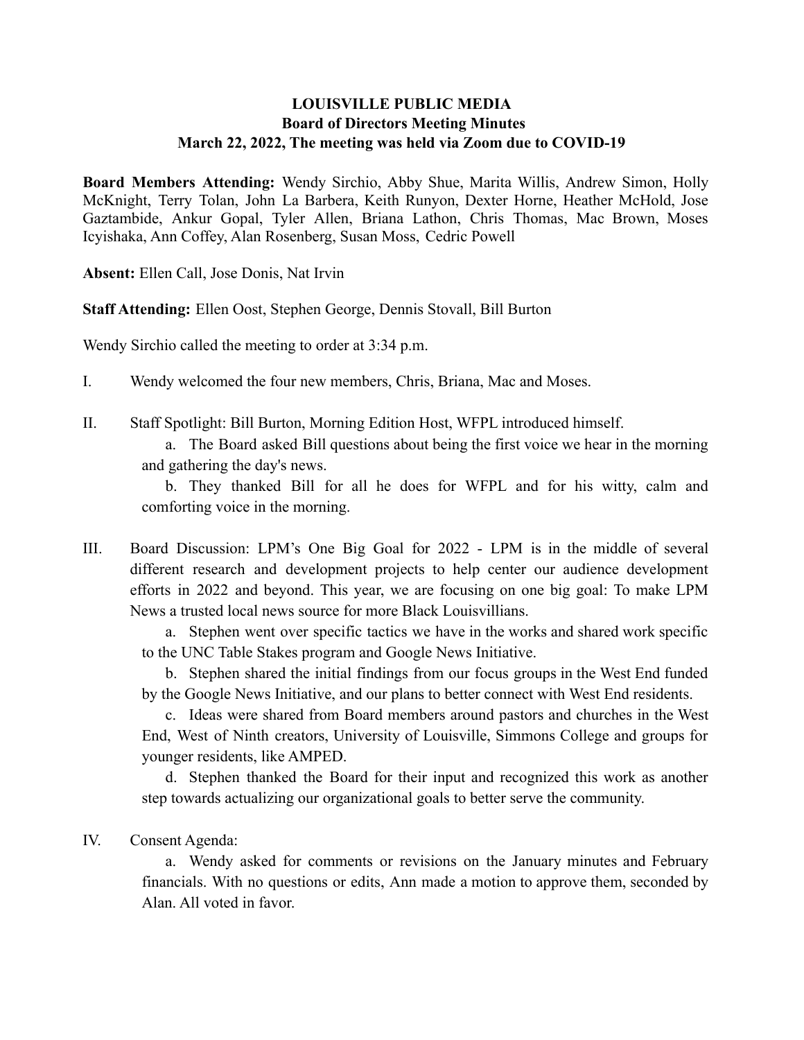# LOUISVILLE PUBLIC MEDIA
## Board of Directors Meeting Minutes
### March 22, 2022, The meeting was held via Zoom due to COVID-19

**Board Members Attending:** Wendy Sirchio, Abby Shue, Marita Willis, Andrew Simon, Holly McKnight, Terry Tolan, John La Barbera, Keith Runyon, Dexter Horne, Heather McHold, Jose Gaztambide, Ankur Gopal, Tyler Allen, Briana Lathon, Chris Thomas, Mac Brown, Moses Icyishaka, Ann Coffey, Alan Rosenberg, Susan Moss, Cedric Powell

**Absent:** Ellen Call, Jose Donis, Nat Irvin

**Staff Attending:** Ellen Oost, Stephen George, Dennis Stovall, Bill Burton

Wendy Sirchio called the meeting to order at 3:34 p.m.

I. Wendy welcomed the four new members, Chris, Briana, Mac and Moses.

II. Staff Spotlight: Bill Burton, Morning Edition Host, WFPL introduced himself.

   a. The Board asked Bill questions about being the first voice we hear in the morning and gathering the day's news.

   b. They thanked Bill for all he does for WFPL and for his witty, calm and comforting voice in the morning.

III. Board Discussion: LPM's One Big Goal for 2022 - LPM is in the middle of several different research and development projects to help center our audience development efforts in 2022 and beyond. This year, we are focusing on one big goal: To make LPM News a trusted local news source for more Black Louisvillians.

   a. Stephen went over specific tactics we have in the works and shared work specific to the UNC Table Stakes program and Google News Initiative.

   b. Stephen shared the initial findings from our focus groups in the West End funded by the Google News Initiative, and our plans to better connect with West End residents.

   c. Ideas were shared from Board members around pastors and churches in the West End, West of Ninth creators, University of Louisville, Simmons College and groups for younger residents, like AMPED.

   d. Stephen thanked the Board for their input and recognized this work as another step towards actualizing our organizational goals to better serve the community.

IV. Consent Agenda:

   a. Wendy asked for comments or revisions on the January minutes and February financials. With no questions or edits, Ann made a motion to approve them, seconded by Alan. All voted in favor.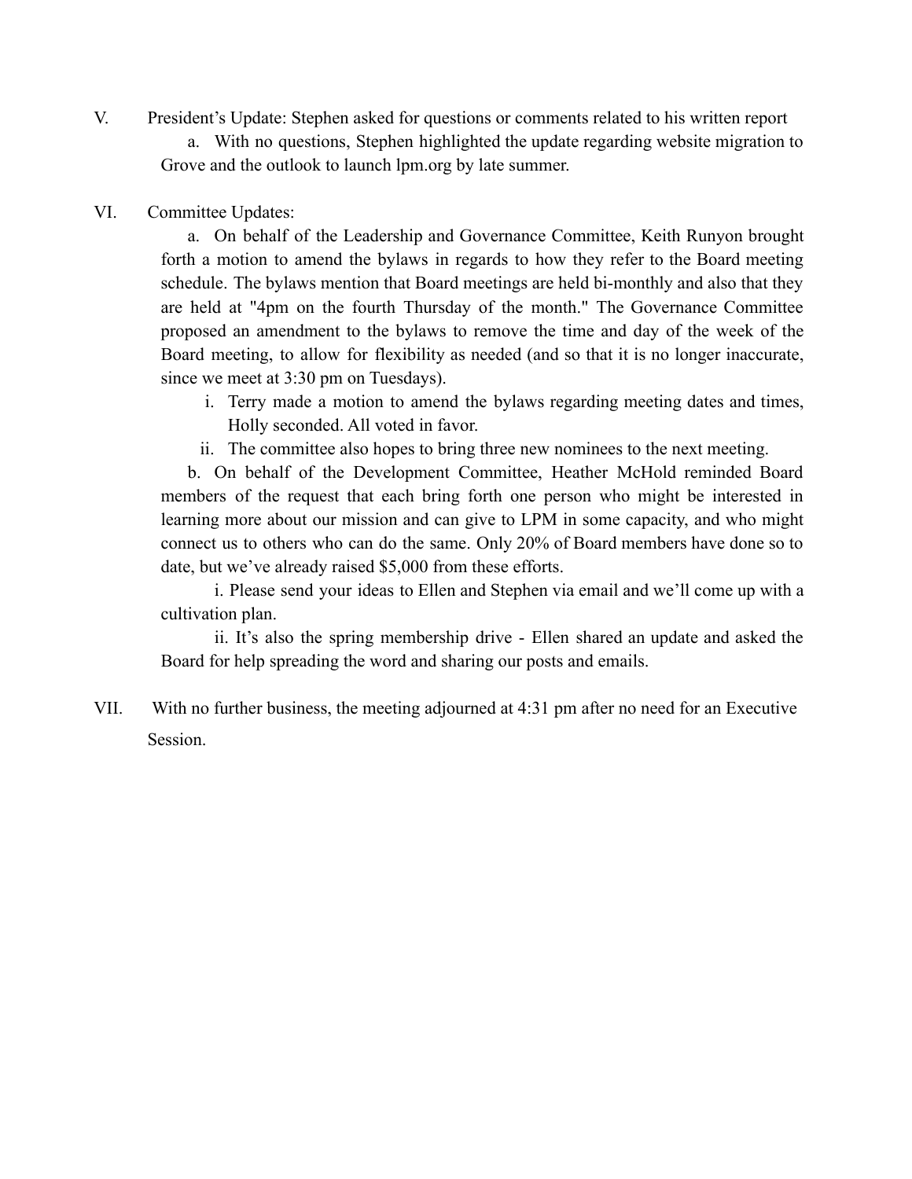V. President's Update: Stephen asked for questions or comments related to his written report

   a. With no questions, Stephen highlighted the update regarding website migration to Grove and the outlook to launch lpm.org by late summer.

VI. Committee Updates:

   a. On behalf of the Leadership and Governance Committee, Keith Runyon brought forth a motion to amend the bylaws in regards to how they refer to the Board meeting schedule. The bylaws mention that Board meetings are held bi-monthly and also that they are held at "4pm on the fourth Thursday of the month." The Governance Committee proposed an amendment to the bylaws to remove the time and day of the week of the Board meeting, to allow for flexibility as needed (and so that it is no longer inaccurate, since we meet at 3:30 pm on Tuesdays).

      i. Terry made a motion to amend the bylaws regarding meeting dates and times, Holly seconded. All voted in favor.

      ii. The committee also hopes to bring three new nominees to the next meeting.

   b. On behalf of the Development Committee, Heather McHold reminded Board members of the request that each bring forth one person who might be interested in learning more about our mission and can give to LPM in some capacity, and who might connect us to others who can do the same. Only 20% of Board members have done so to date, but we've already raised $5,000 from these efforts.

      i. Please send your ideas to Ellen and Stephen via email and we'll come up with a cultivation plan.

      ii. It's also the spring membership drive - Ellen shared an update and asked the Board for help spreading the word and sharing our posts and emails.

VII. With no further business, the meeting adjourned at 4:31 pm after no need for an Executive Session.